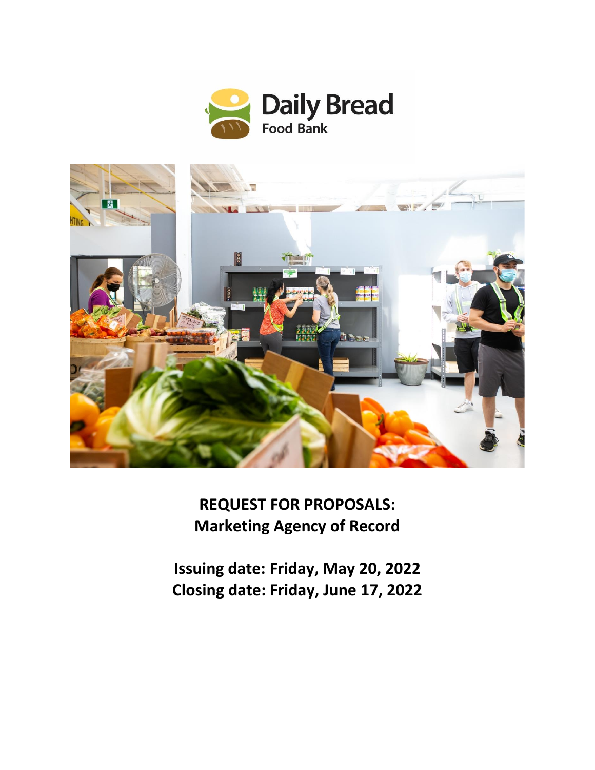Daily Bread Food Bank

# REQUEST FOR PROPOSALS: Marketing Agency of Record

**Issuing date: Friday, May 20, 2022**
**Closing date: Friday, June 17, 2022**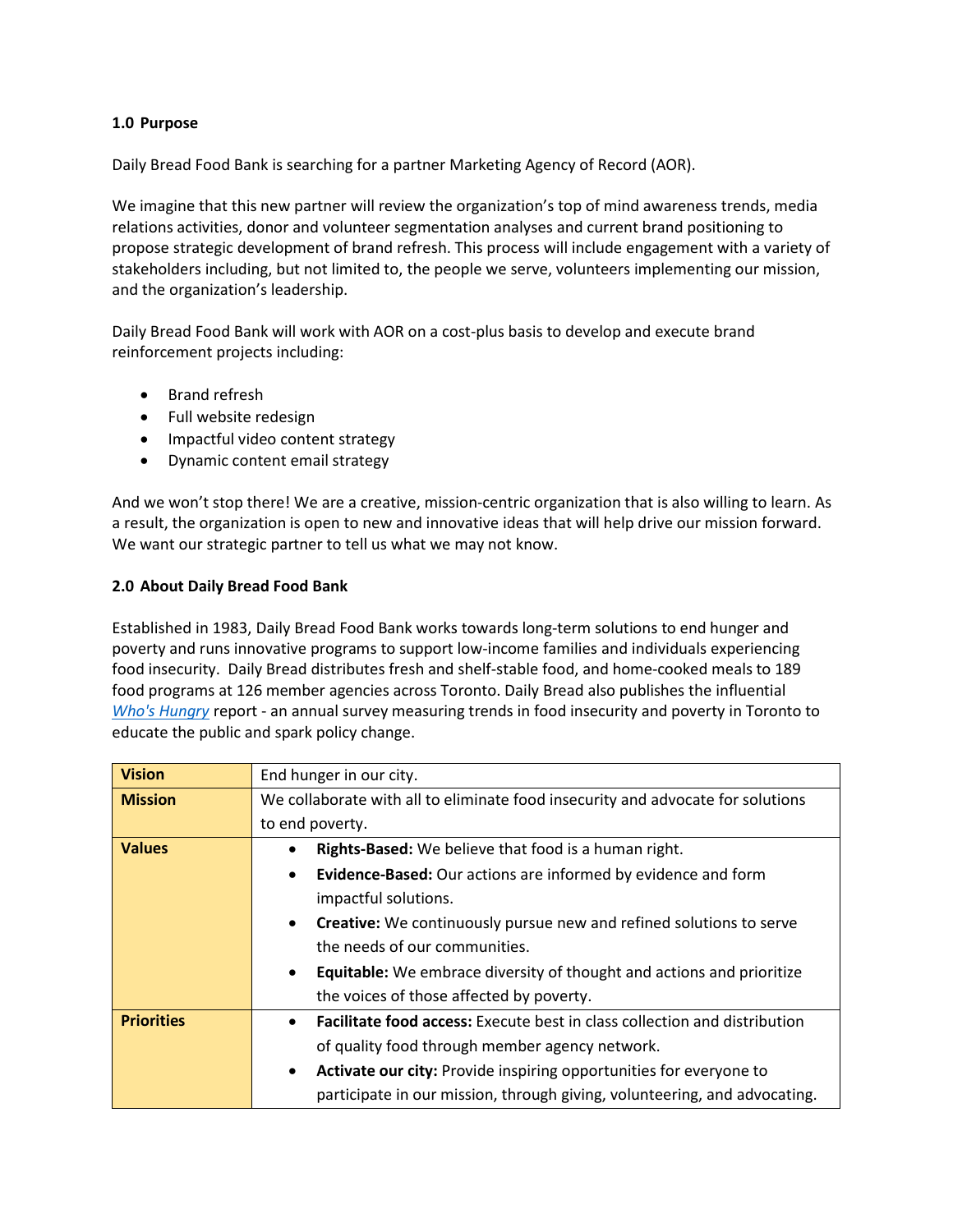### 1.0 Purpose

Daily Bread Food Bank is searching for a partner Marketing Agency of Record (AOR).

We imagine that this new partner will review the organization's top of mind awareness trends, media relations activities, donor and volunteer segmentation analyses and current brand positioning to propose strategic development of brand refresh. This process will include engagement with a variety of stakeholders including, but not limited to, the people we serve, volunteers implementing our mission, and the organization's leadership.

Daily Bread Food Bank will work with AOR on a cost-plus basis to develop and execute brand reinforcement projects including:

- Brand refresh
- Full website redesign
- Impactful video content strategy
- Dynamic content email strategy

And we won't stop there! We are a creative, mission-centric organization that is also willing to learn. As a result, the organization is open to new and innovative ideas that will help drive our mission forward. We want our strategic partner to tell us what we may not know.

### 2.0 About Daily Bread Food Bank

Established in 1983, Daily Bread Food Bank works towards long-term solutions to end hunger and poverty and runs innovative programs to support low-income families and individuals experiencing food insecurity. Daily Bread distributes fresh and shelf-stable food, and home-cooked meals to 189 food programs at 126 member agencies across Toronto. Daily Bread also publishes the influential *Who's Hungry* report - an annual survey measuring trends in food insecurity and poverty in Toronto to educate the public and spark policy change.

| **Vision** | End hunger in our city. |
|---|---|
| **Mission** | We collaborate with all to eliminate food insecurity and advocate for solutions to end poverty. |
| **Values** | • **Rights-Based:** We believe that food is a human right.<br>• **Evidence-Based:** Our actions are informed by evidence and form impactful solutions.<br>• **Creative:** We continuously pursue new and refined solutions to serve the needs of our communities.<br>• **Equitable:** We embrace diversity of thought and actions and prioritize the voices of those affected by poverty. |
| **Priorities** | • **Facilitate food access:** Execute best in class collection and distribution of quality food through member agency network.<br>• **Activate our city:** Provide inspiring opportunities for everyone to participate in our mission, through giving, volunteering, and advocating. |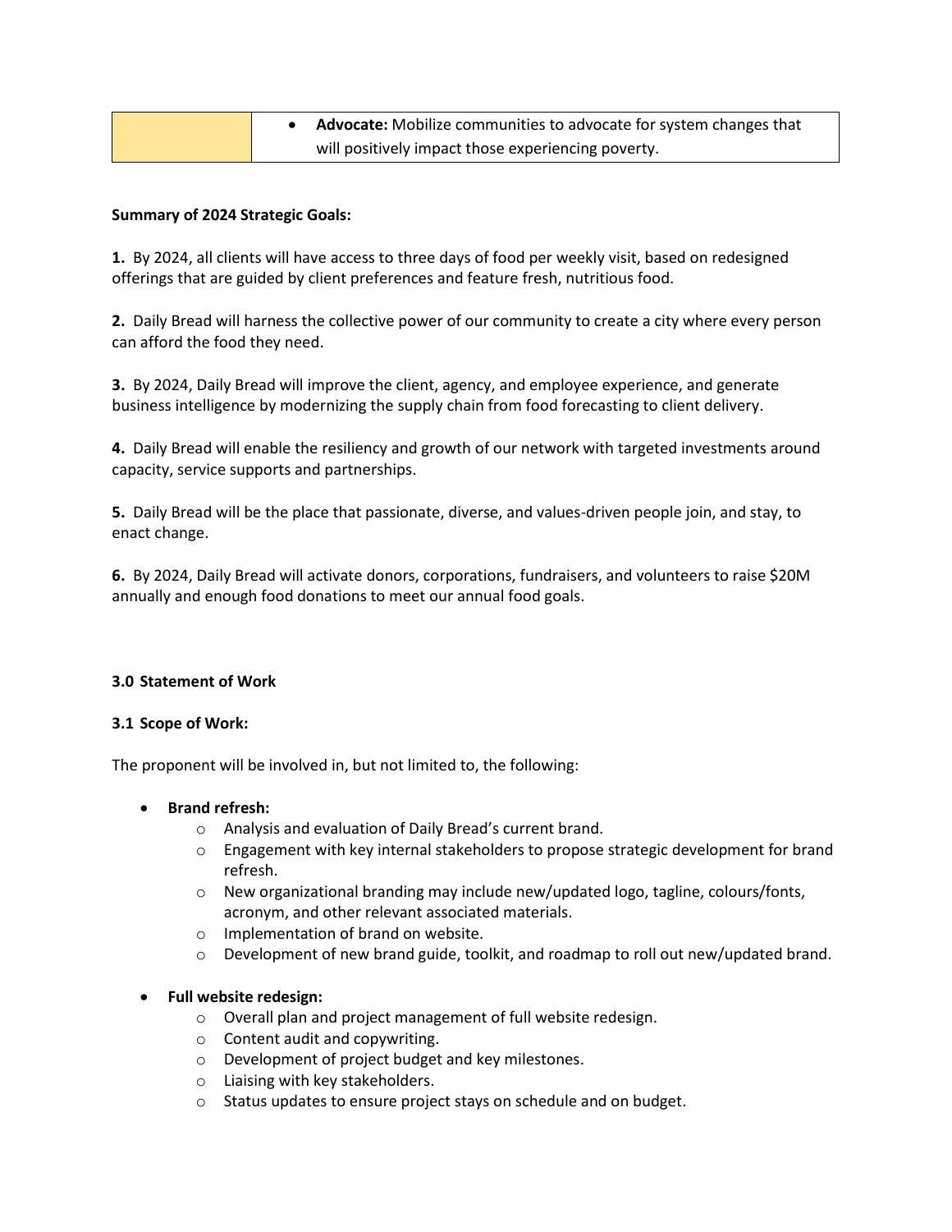| | • **Advocate:** Mobilize communities to advocate for system changes that will positively impact those experiencing poverty. |
|---|---|

**Summary of 2024 Strategic Goals:**

**1.** By 2024, all clients will have access to three days of food per weekly visit, based on redesigned offerings that are guided by client preferences and feature fresh, nutritious food.

**2.** Daily Bread will harness the collective power of our community to create a city where every person can afford the food they need.

**3.** By 2024, Daily Bread will improve the client, agency, and employee experience, and generate business intelligence by modernizing the supply chain from food forecasting to client delivery.

**4.** Daily Bread will enable the resiliency and growth of our network with targeted investments around capacity, service supports and partnerships.

**5.** Daily Bread will be the place that passionate, diverse, and values-driven people join, and stay, to enact change.

**6.** By 2024, Daily Bread will activate donors, corporations, fundraisers, and volunteers to raise $20M annually and enough food donations to meet our annual food goals.

## 3.0 Statement of Work

### 3.1 Scope of Work:

The proponent will be involved in, but not limited to, the following:

- **Brand refresh:**
  - Analysis and evaluation of Daily Bread's current brand.
  - Engagement with key internal stakeholders to propose strategic development for brand refresh.
  - New organizational branding may include new/updated logo, tagline, colours/fonts, acronym, and other relevant associated materials.
  - Implementation of brand on website.
  - Development of new brand guide, toolkit, and roadmap to roll out new/updated brand.

- **Full website redesign:**
  - Overall plan and project management of full website redesign.
  - Content audit and copywriting.
  - Development of project budget and key milestones.
  - Liaising with key stakeholders.
  - Status updates to ensure project stays on schedule and on budget.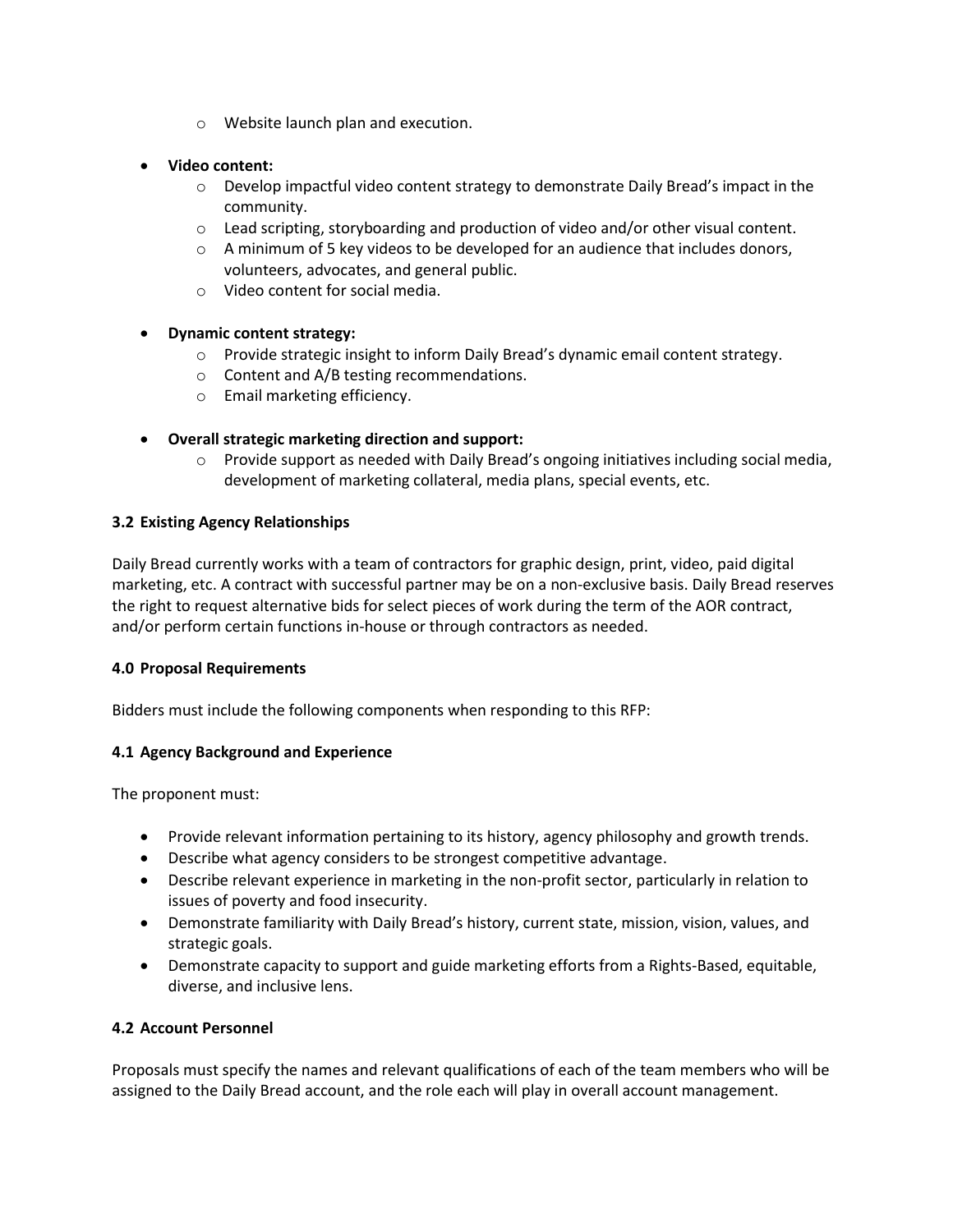- Website launch plan and execution.

- **Video content:**
  - Develop impactful video content strategy to demonstrate Daily Bread's impact in the community.
  - Lead scripting, storyboarding and production of video and/or other visual content.
  - A minimum of 5 key videos to be developed for an audience that includes donors, volunteers, advocates, and general public.
  - Video content for social media.

- **Dynamic content strategy:**
  - Provide strategic insight to inform Daily Bread's dynamic email content strategy.
  - Content and A/B testing recommendations.
  - Email marketing efficiency.

- **Overall strategic marketing direction and support:**
  - Provide support as needed with Daily Bread's ongoing initiatives including social media, development of marketing collateral, media plans, special events, etc.

### 3.2 Existing Agency Relationships

Daily Bread currently works with a team of contractors for graphic design, print, video, paid digital marketing, etc. A contract with successful partner may be on a non-exclusive basis. Daily Bread reserves the right to request alternative bids for select pieces of work during the term of the AOR contract, and/or perform certain functions in-house or through contractors as needed.

## 4.0 Proposal Requirements

Bidders must include the following components when responding to this RFP:

### 4.1 Agency Background and Experience

The proponent must:

- Provide relevant information pertaining to its history, agency philosophy and growth trends.
- Describe what agency considers to be strongest competitive advantage.
- Describe relevant experience in marketing in the non-profit sector, particularly in relation to issues of poverty and food insecurity.
- Demonstrate familiarity with Daily Bread's history, current state, mission, vision, values, and strategic goals.
- Demonstrate capacity to support and guide marketing efforts from a Rights-Based, equitable, diverse, and inclusive lens.

### 4.2 Account Personnel

Proposals must specify the names and relevant qualifications of each of the team members who will be assigned to the Daily Bread account, and the role each will play in overall account management.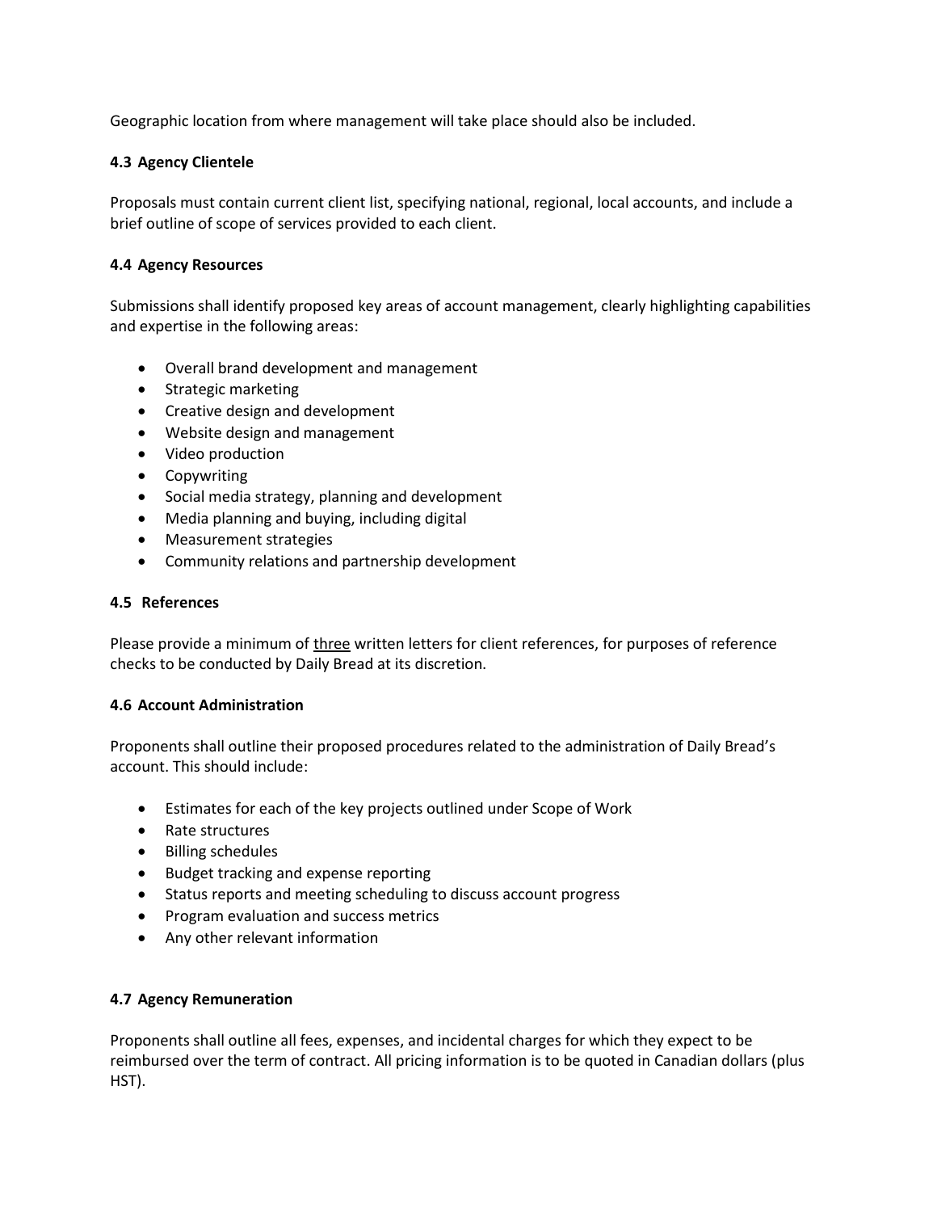Geographic location from where management will take place should also be included.

### 4.3 Agency Clientele

Proposals must contain current client list, specifying national, regional, local accounts, and include a brief outline of scope of services provided to each client.

### 4.4 Agency Resources

Submissions shall identify proposed key areas of account management, clearly highlighting capabilities and expertise in the following areas:

- Overall brand development and management
- Strategic marketing
- Creative design and development
- Website design and management
- Video production
- Copywriting
- Social media strategy, planning and development
- Media planning and buying, including digital
- Measurement strategies
- Community relations and partnership development

### 4.5 References

Please provide a minimum of <u>three</u> written letters for client references, for purposes of reference checks to be conducted by Daily Bread at its discretion.

### 4.6 Account Administration

Proponents shall outline their proposed procedures related to the administration of Daily Bread's account. This should include:

- Estimates for each of the key projects outlined under Scope of Work
- Rate structures
- Billing schedules
- Budget tracking and expense reporting
- Status reports and meeting scheduling to discuss account progress
- Program evaluation and success metrics
- Any other relevant information

### 4.7 Agency Remuneration

Proponents shall outline all fees, expenses, and incidental charges for which they expect to be reimbursed over the term of contract. All pricing information is to be quoted in Canadian dollars (plus HST).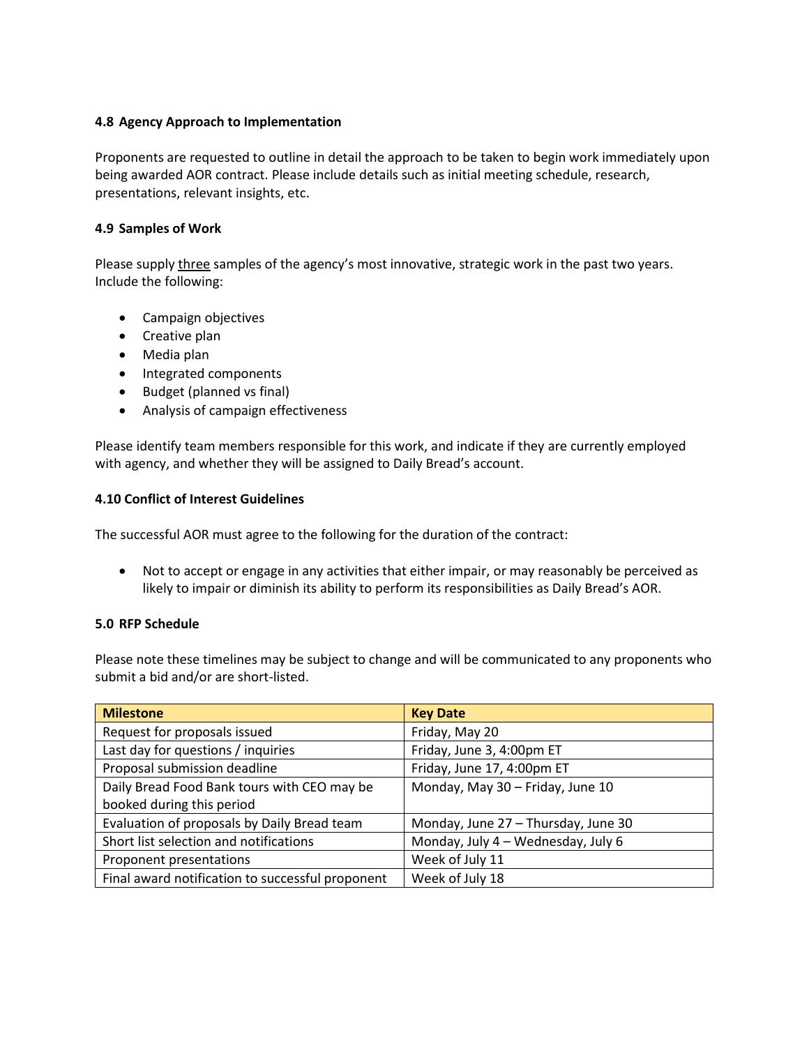### 4.8 Agency Approach to Implementation

Proponents are requested to outline in detail the approach to be taken to begin work immediately upon being awarded AOR contract. Please include details such as initial meeting schedule, research, presentations, relevant insights, etc.

### 4.9 Samples of Work

Please supply three samples of the agency's most innovative, strategic work in the past two years. Include the following:

- Campaign objectives
- Creative plan
- Media plan
- Integrated components
- Budget (planned vs final)
- Analysis of campaign effectiveness

Please identify team members responsible for this work, and indicate if they are currently employed with agency, and whether they will be assigned to Daily Bread's account.

### 4.10 Conflict of Interest Guidelines

The successful AOR must agree to the following for the duration of the contract:

- Not to accept or engage in any activities that either impair, or may reasonably be perceived as likely to impair or diminish its ability to perform its responsibilities as Daily Bread's AOR.

## 5.0 RFP Schedule

Please note these timelines may be subject to change and will be communicated to any proponents who submit a bid and/or are short-listed.

| Milestone | Key Date |
|---|---|
| Request for proposals issued | Friday, May 20 |
| Last day for questions / inquiries | Friday, June 3, 4:00pm ET |
| Proposal submission deadline | Friday, June 17, 4:00pm ET |
| Daily Bread Food Bank tours with CEO may be booked during this period | Monday, May 30 – Friday, June 10 |
| Evaluation of proposals by Daily Bread team | Monday, June 27 – Thursday, June 30 |
| Short list selection and notifications | Monday, July 4 – Wednesday, July 6 |
| Proponent presentations | Week of July 11 |
| Final award notification to successful proponent | Week of July 18 |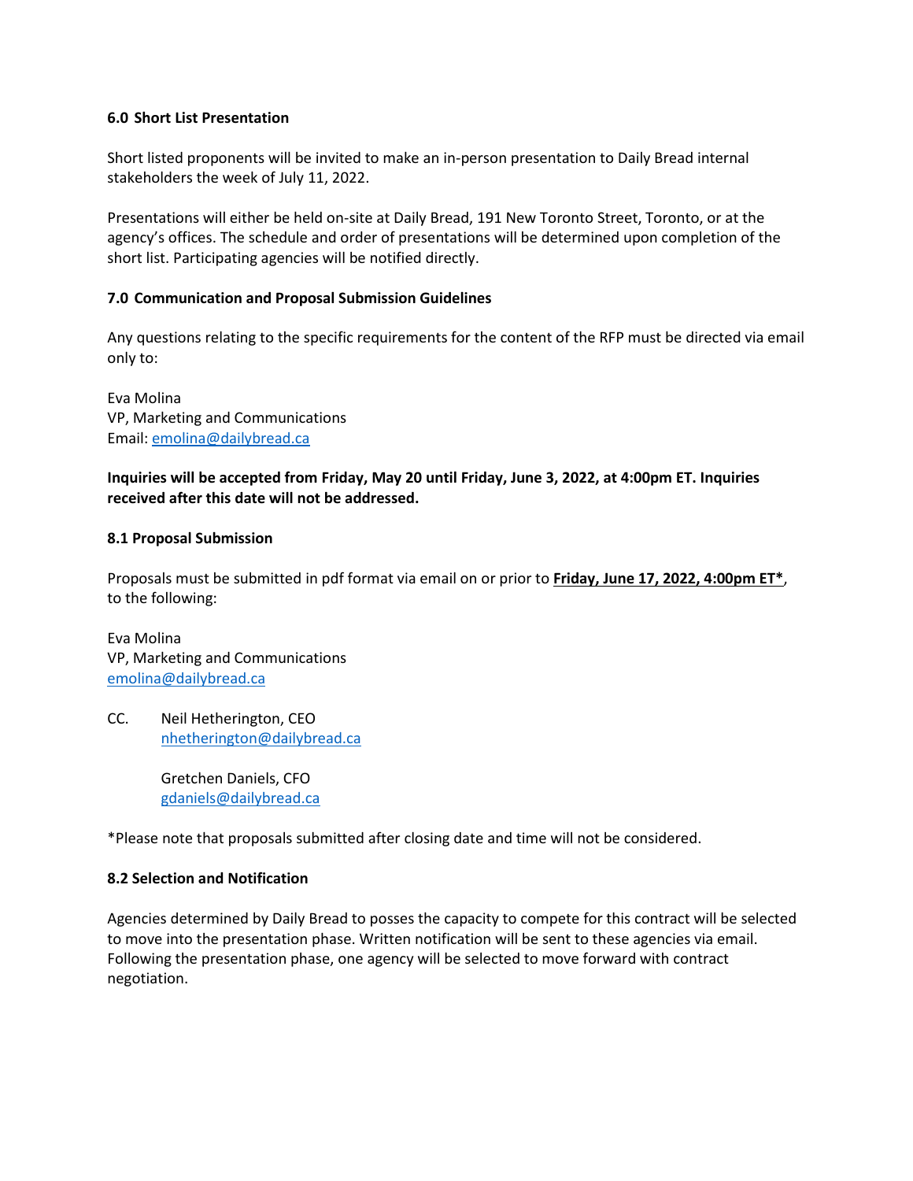### 6.0 Short List Presentation

Short listed proponents will be invited to make an in-person presentation to Daily Bread internal stakeholders the week of July 11, 2022.

Presentations will either be held on-site at Daily Bread, 191 New Toronto Street, Toronto, or at the agency's offices. The schedule and order of presentations will be determined upon completion of the short list. Participating agencies will be notified directly.

### 7.0 Communication and Proposal Submission Guidelines

Any questions relating to the specific requirements for the content of the RFP must be directed via email only to:

Eva Molina
VP, Marketing and Communications
Email: emolina@dailybread.ca

**Inquiries will be accepted from Friday, May 20 until Friday, June 3, 2022, at 4:00pm ET. Inquiries received after this date will not be addressed.**

### 8.1 Proposal Submission

Proposals must be submitted in pdf format via email on or prior to **Friday, June 17, 2022, 4:00pm ET***, to the following:

Eva Molina
VP, Marketing and Communications
emolina@dailybread.ca

CC. Neil Hetherington, CEO
nhetherington@dailybread.ca

Gretchen Daniels, CFO
gdaniels@dailybread.ca

*Please note that proposals submitted after closing date and time will not be considered.

### 8.2 Selection and Notification

Agencies determined by Daily Bread to posses the capacity to compete for this contract will be selected to move into the presentation phase. Written notification will be sent to these agencies via email. Following the presentation phase, one agency will be selected to move forward with contract negotiation.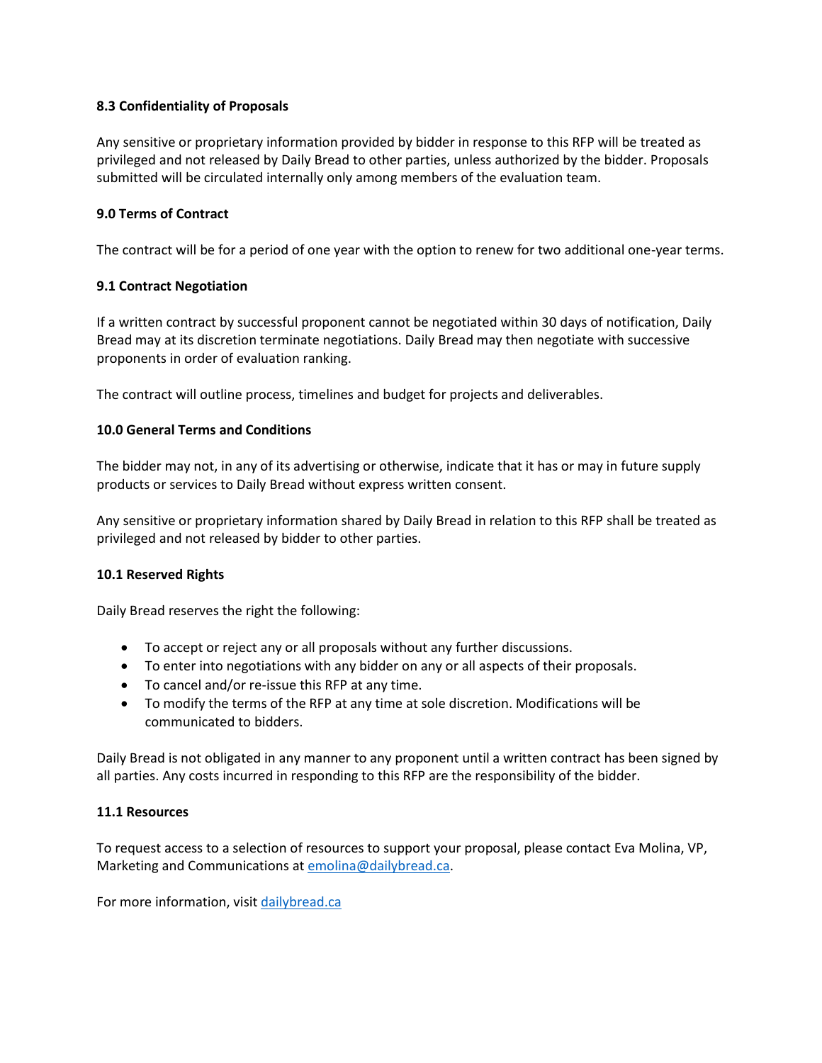**8.3 Confidentiality of Proposals**

Any sensitive or proprietary information provided by bidder in response to this RFP will be treated as privileged and not released by Daily Bread to other parties, unless authorized by the bidder. Proposals submitted will be circulated internally only among members of the evaluation team.

**9.0 Terms of Contract**

The contract will be for a period of one year with the option to renew for two additional one-year terms.

**9.1 Contract Negotiation**

If a written contract by successful proponent cannot be negotiated within 30 days of notification, Daily Bread may at its discretion terminate negotiations. Daily Bread may then negotiate with successive proponents in order of evaluation ranking.

The contract will outline process, timelines and budget for projects and deliverables.

**10.0 General Terms and Conditions**

The bidder may not, in any of its advertising or otherwise, indicate that it has or may in future supply products or services to Daily Bread without express written consent.

Any sensitive or proprietary information shared by Daily Bread in relation to this RFP shall be treated as privileged and not released by bidder to other parties.

**10.1 Reserved Rights**

Daily Bread reserves the right the following:

- To accept or reject any or all proposals without any further discussions.
- To enter into negotiations with any bidder on any or all aspects of their proposals.
- To cancel and/or re-issue this RFP at any time.
- To modify the terms of the RFP at any time at sole discretion. Modifications will be communicated to bidders.

Daily Bread is not obligated in any manner to any proponent until a written contract has been signed by all parties. Any costs incurred in responding to this RFP are the responsibility of the bidder.

**11.1 Resources**

To request access to a selection of resources to support your proposal, please contact Eva Molina, VP, Marketing and Communications at emolina@dailybread.ca.

For more information, visit dailybread.ca